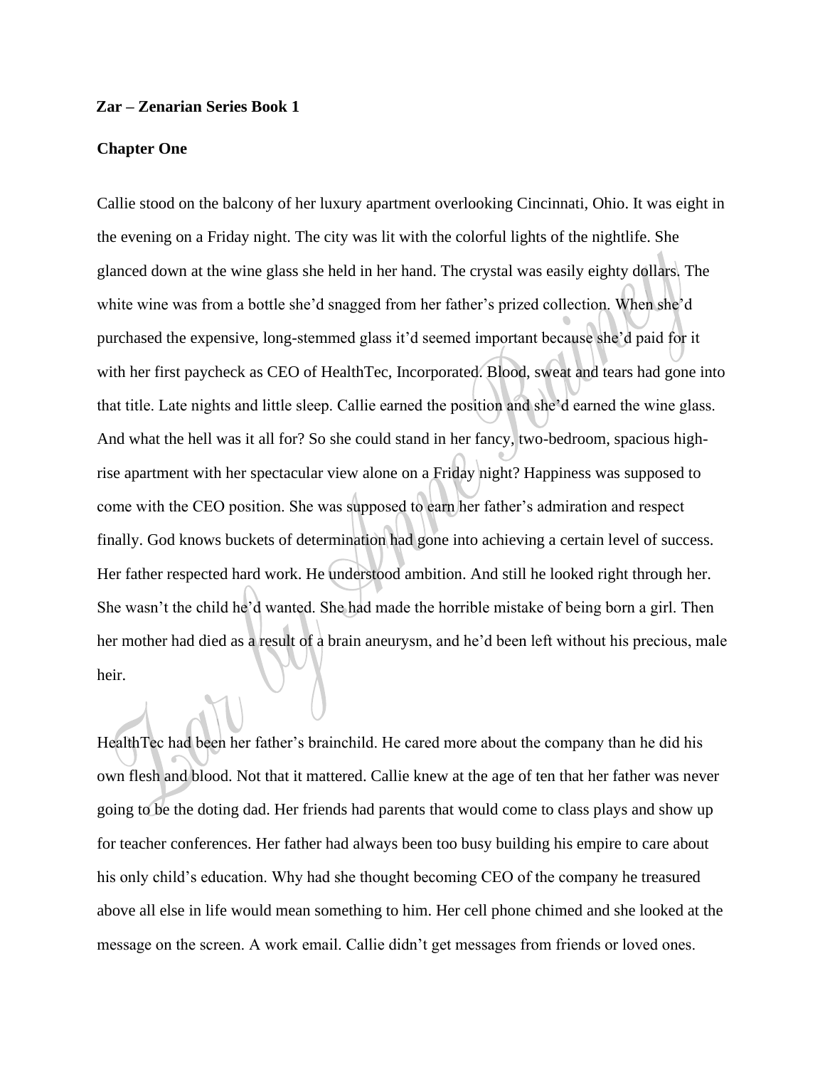**Zar – Zenarian Series Book 1**

**Chapter One**

Callie stood on the balcony of her luxury apartment overlooking Cincinnati, Ohio. It was eight in the evening on a Friday night. The city was lit with the colorful lights of the nightlife. She glanced down at the wine glass she held in her hand. The crystal was easily eighty dollars. The white wine was from a bottle she'd snagged from her father's prized collection. When she'd purchased the expensive, long-stemmed glass it'd seemed important because she'd paid for it with her first paycheck as CEO of HealthTec, Incorporated. Blood, sweat and tears had gone into that title. Late nights and little sleep. Callie earned the position and she'd earned the wine glass. And what the hell was it all for? So she could stand in her fancy, two-bedroom, spacious high-rise apartment with her spectacular view alone on a Friday night? Happiness was supposed to come with the CEO position. She was supposed to earn her father's admiration and respect finally. God knows buckets of determination had gone into achieving a certain level of success. Her father respected hard work. He understood ambition. And still he looked right through her. She wasn't the child he'd wanted. She had made the horrible mistake of being born a girl. Then her mother had died as a result of a brain aneurysm, and he'd been left without his precious, male heir.

HealthTec had been her father's brainchild. He cared more about the company than he did his own flesh and blood. Not that it mattered. Callie knew at the age of ten that her father was never going to be the doting dad. Her friends had parents that would come to class plays and show up for teacher conferences. Her father had always been too busy building his empire to care about his only child's education. Why had she thought becoming CEO of the company he treasured above all else in life would mean something to him. Her cell phone chimed and she looked at the message on the screen. A work email. Callie didn't get messages from friends or loved ones.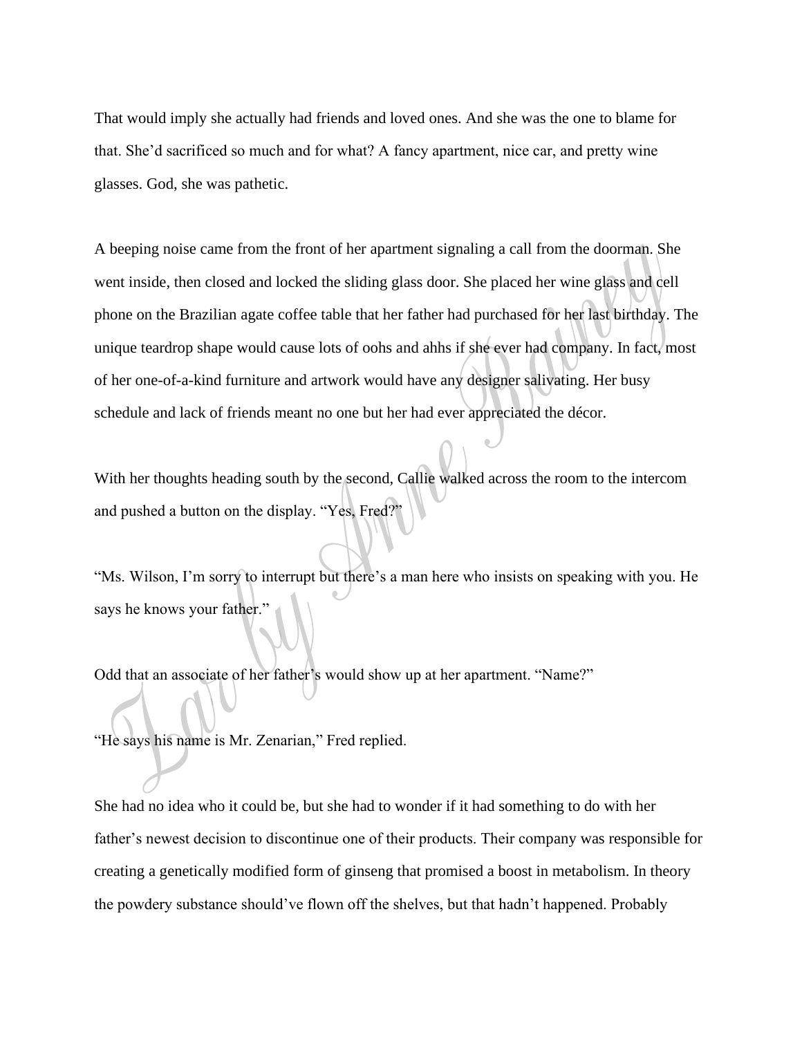That would imply she actually had friends and loved ones. And she was the one to blame for that. She'd sacrificed so much and for what? A fancy apartment, nice car, and pretty wine glasses. God, she was pathetic.

A beeping noise came from the front of her apartment signaling a call from the doorman. She went inside, then closed and locked the sliding glass door. She placed her wine glass and cell phone on the Brazilian agate coffee table that her father had purchased for her last birthday. The unique teardrop shape would cause lots of oohs and ahhs if she ever had company. In fact, most of her one-of-a-kind furniture and artwork would have any designer salivating. Her busy schedule and lack of friends meant no one but her had ever appreciated the décor.

With her thoughts heading south by the second, Callie walked across the room to the intercom and pushed a button on the display. "Yes, Fred?"

"Ms. Wilson, I'm sorry to interrupt but there's a man here who insists on speaking with you. He says he knows your father."

Odd that an associate of her father's would show up at her apartment. "Name?"

"He says his name is Mr. Zenarian," Fred replied.

She had no idea who it could be, but she had to wonder if it had something to do with her father's newest decision to discontinue one of their products. Their company was responsible for creating a genetically modified form of ginseng that promised a boost in metabolism. In theory the powdery substance should've flown off the shelves, but that hadn't happened. Probably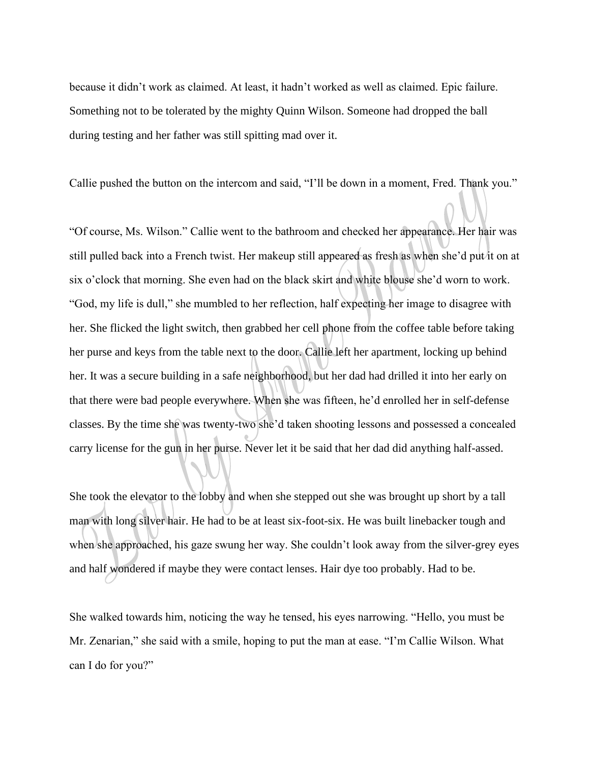because it didn't work as claimed. At least, it hadn't worked as well as claimed. Epic failure. Something not to be tolerated by the mighty Quinn Wilson. Someone had dropped the ball during testing and her father was still spitting mad over it.

Callie pushed the button on the intercom and said, "I'll be down in a moment, Fred. Thank you."

"Of course, Ms. Wilson." Callie went to the bathroom and checked her appearance. Her hair was still pulled back into a French twist. Her makeup still appeared as fresh as when she'd put it on at six o'clock that morning. She even had on the black skirt and white blouse she'd worn to work. "God, my life is dull," she mumbled to her reflection, half expecting her image to disagree with her. She flicked the light switch, then grabbed her cell phone from the coffee table before taking her purse and keys from the table next to the door. Callie left her apartment, locking up behind her. It was a secure building in a safe neighborhood, but her dad had drilled it into her early on that there were bad people everywhere. When she was fifteen, he'd enrolled her in self-defense classes. By the time she was twenty-two she'd taken shooting lessons and possessed a concealed carry license for the gun in her purse. Never let it be said that her dad did anything half-assed.

She took the elevator to the lobby and when she stepped out she was brought up short by a tall man with long silver hair. He had to be at least six-foot-six. He was built linebacker tough and when she approached, his gaze swung her way. She couldn't look away from the silver-grey eyes and half wondered if maybe they were contact lenses. Hair dye too probably. Had to be.

She walked towards him, noticing the way he tensed, his eyes narrowing. "Hello, you must be Mr. Zenarian," she said with a smile, hoping to put the man at ease. "I'm Callie Wilson. What can I do for you?"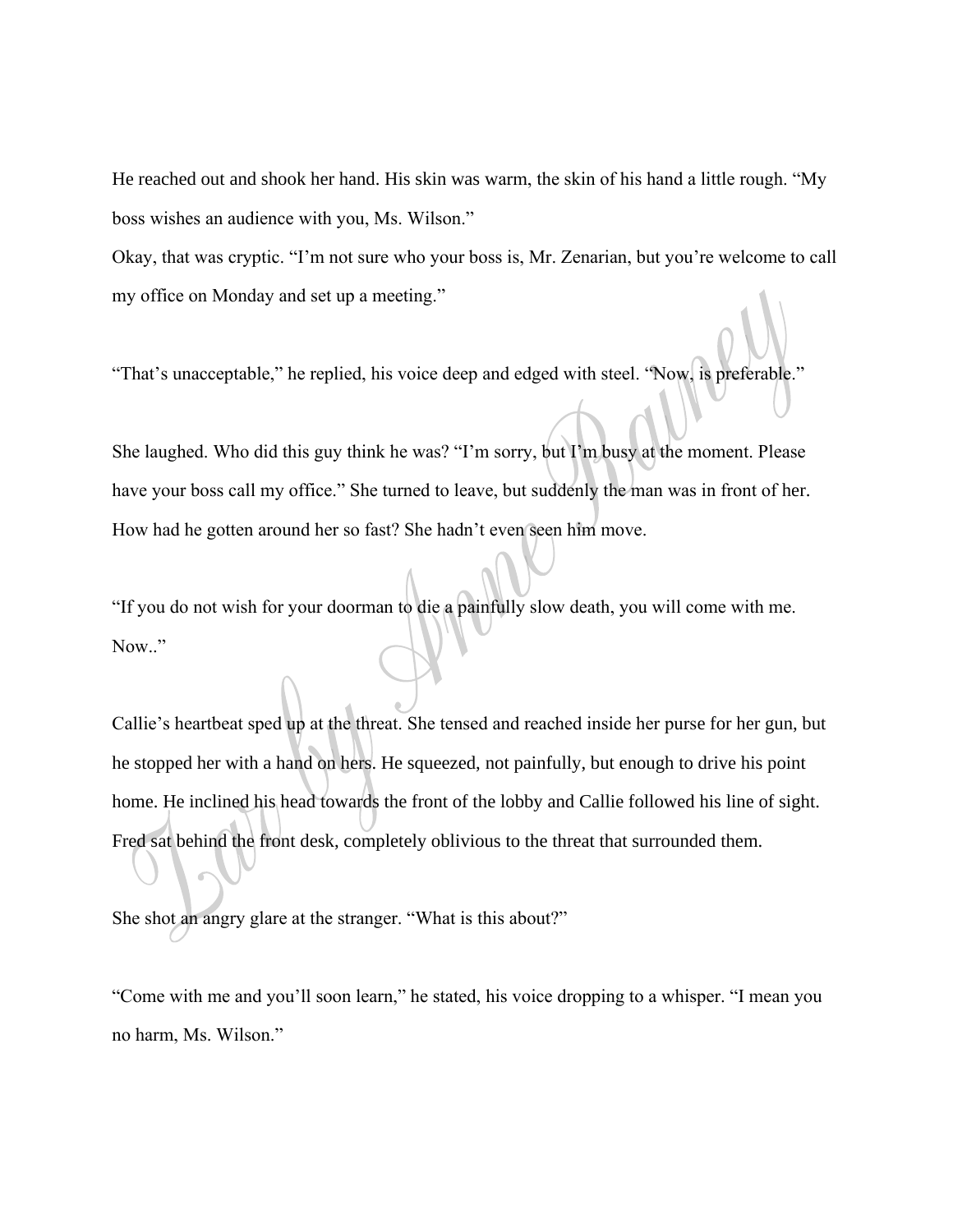He reached out and shook her hand. His skin was warm, the skin of his hand a little rough. "My boss wishes an audience with you, Ms. Wilson."

Okay, that was cryptic. "I'm not sure who your boss is, Mr. Zenarian, but you're welcome to call my office on Monday and set up a meeting."

"That's unacceptable," he replied, his voice deep and edged with steel. "Now, is preferable."

She laughed. Who did this guy think he was? "I'm sorry, but I'm busy at the moment. Please have your boss call my office." She turned to leave, but suddenly the man was in front of her. How had he gotten around her so fast? She hadn't even seen him move.

"If you do not wish for your doorman to die a painfully slow death, you will come with me. Now.."

Callie's heartbeat sped up at the threat. She tensed and reached inside her purse for her gun, but he stopped her with a hand on hers. He squeezed, not painfully, but enough to drive his point home. He inclined his head towards the front of the lobby and Callie followed his line of sight. Fred sat behind the front desk, completely oblivious to the threat that surrounded them.

She shot an angry glare at the stranger. "What is this about?"

"Come with me and you'll soon learn," he stated, his voice dropping to a whisper. "I mean you no harm, Ms. Wilson."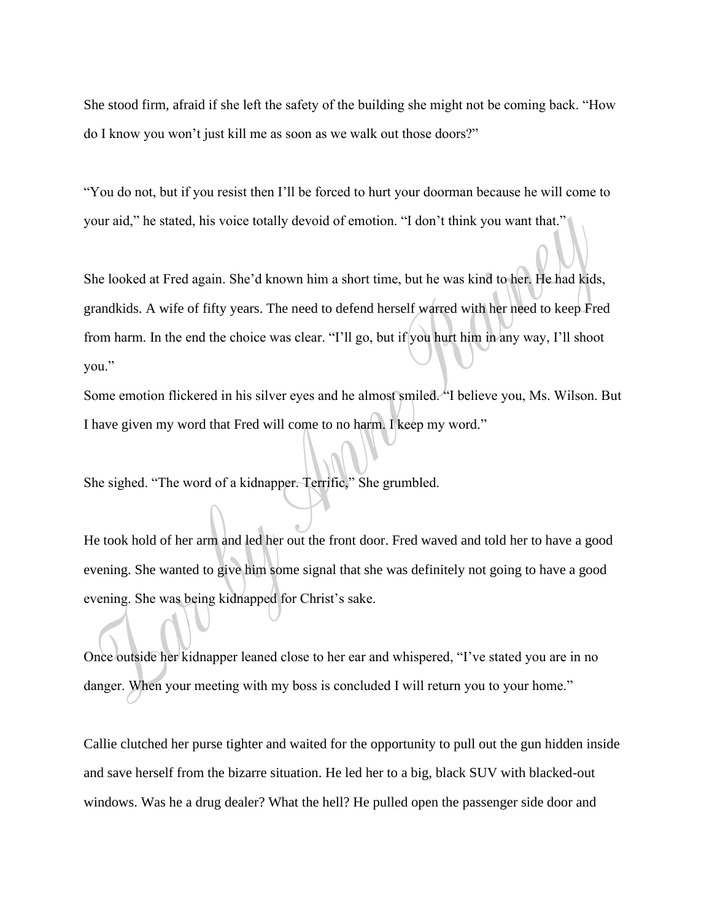She stood firm, afraid if she left the safety of the building she might not be coming back. "How do I know you won't just kill me as soon as we walk out those doors?"

"You do not, but if you resist then I'll be forced to hurt your doorman because he will come to your aid," he stated, his voice totally devoid of emotion. "I don't think you want that."

She looked at Fred again. She'd known him a short time, but he was kind to her. He had kids, grandkids. A wife of fifty years. The need to defend herself warred with her need to keep Fred from harm. In the end the choice was clear. "I'll go, but if you hurt him in any way, I'll shoot you."

Some emotion flickered in his silver eyes and he almost smiled. "I believe you, Ms. Wilson. But I have given my word that Fred will come to no harm. I keep my word."

She sighed. "The word of a kidnapper. Terrific," She grumbled.

He took hold of her arm and led her out the front door. Fred waved and told her to have a good evening. She wanted to give him some signal that she was definitely not going to have a good evening. She was being kidnapped for Christ's sake.

Once outside her kidnapper leaned close to her ear and whispered, "I've stated you are in no danger. When your meeting with my boss is concluded I will return you to your home."

Callie clutched her purse tighter and waited for the opportunity to pull out the gun hidden inside and save herself from the bizarre situation. He led her to a big, black SUV with blacked-out windows. Was he a drug dealer? What the hell? He pulled open the passenger side door and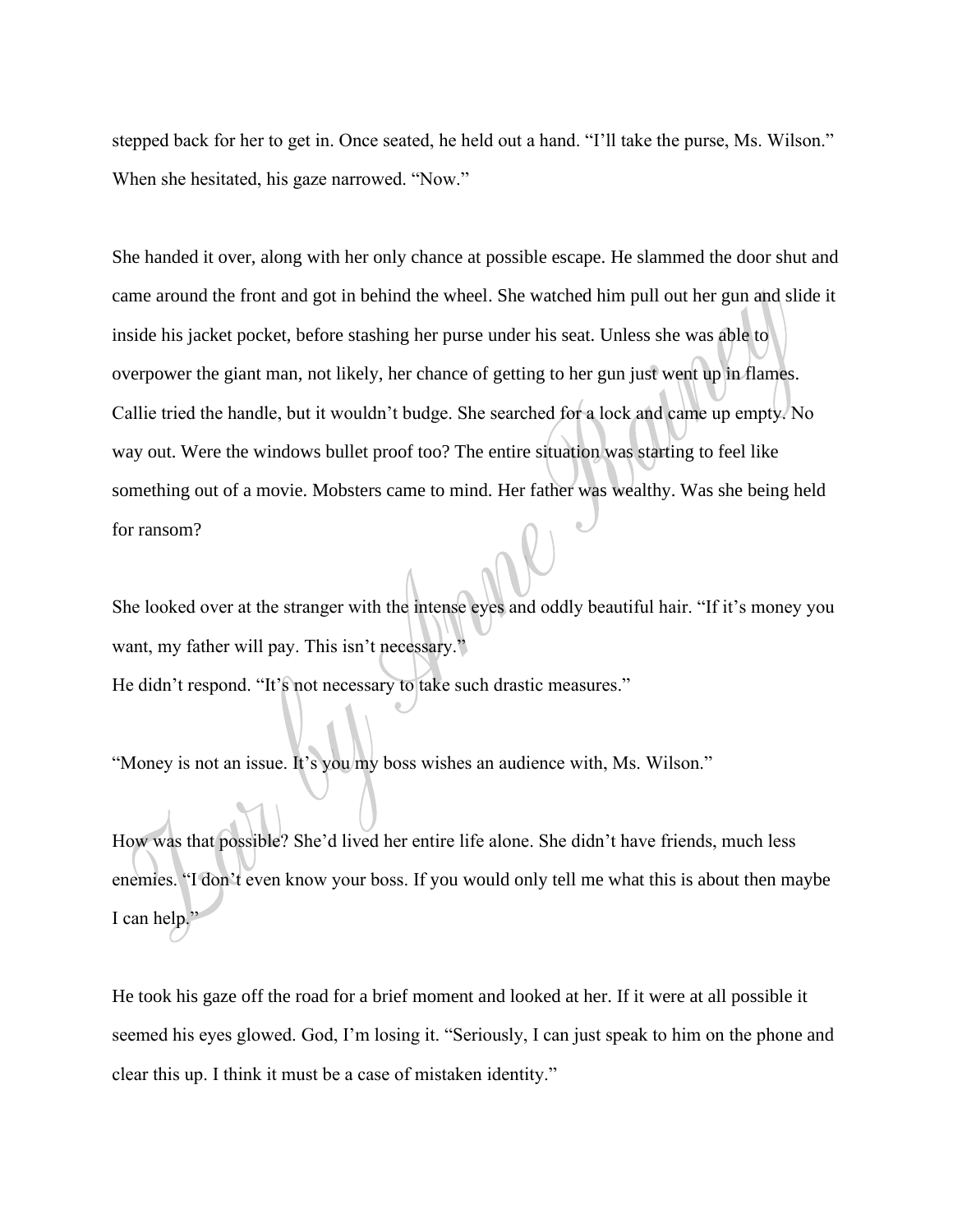stepped back for her to get in. Once seated, he held out a hand. "I'll take the purse, Ms. Wilson." When she hesitated, his gaze narrowed. "Now."

She handed it over, along with her only chance at possible escape. He slammed the door shut and came around the front and got in behind the wheel. She watched him pull out her gun and slide it inside his jacket pocket, before stashing her purse under his seat. Unless she was able to overpower the giant man, not likely, her chance of getting to her gun just went up in flames. Callie tried the handle, but it wouldn't budge. She searched for a lock and came up empty. No way out. Were the windows bullet proof too? The entire situation was starting to feel like something out of a movie. Mobsters came to mind. Her father was wealthy. Was she being held for ransom?

She looked over at the stranger with the intense eyes and oddly beautiful hair. "If it's money you want, my father will pay. This isn't necessary."
He didn't respond. "It's not necessary to take such drastic measures."

"Money is not an issue. It's you my boss wishes an audience with, Ms. Wilson."

How was that possible? She'd lived her entire life alone. She didn't have friends, much less enemies. "I don't even know your boss. If you would only tell me what this is about then maybe I can help."

He took his gaze off the road for a brief moment and looked at her. If it were at all possible it seemed his eyes glowed. God, I'm losing it. "Seriously, I can just speak to him on the phone and clear this up. I think it must be a case of mistaken identity."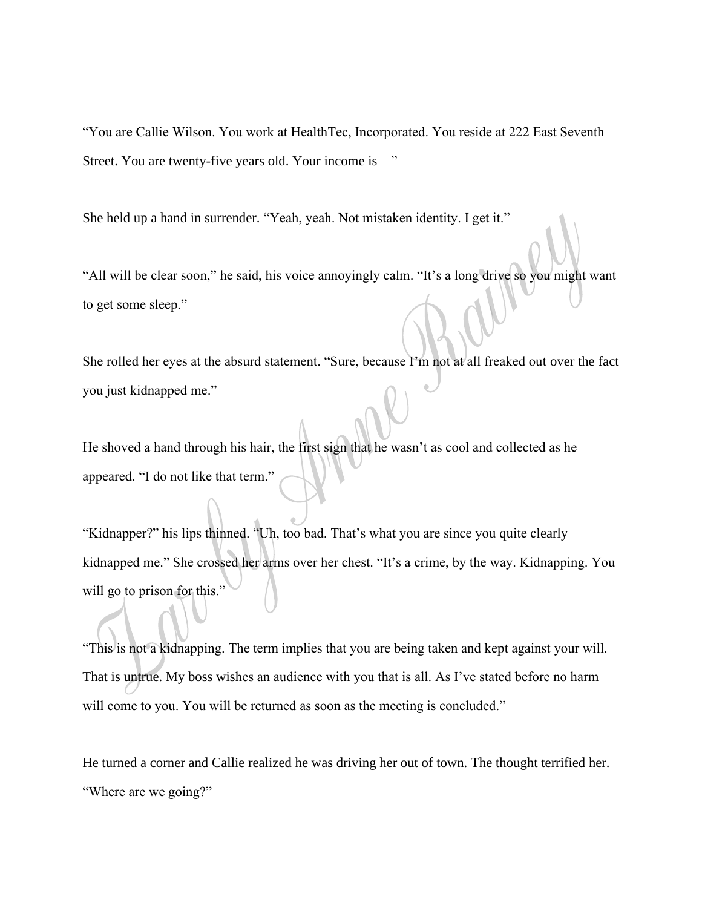"You are Callie Wilson. You work at HealthTec, Incorporated. You reside at 222 East Seventh Street. You are twenty-five years old. Your income is—"

She held up a hand in surrender. "Yeah, yeah. Not mistaken identity. I get it."

"All will be clear soon," he said, his voice annoyingly calm. "It's a long drive so you might want to get some sleep."

She rolled her eyes at the absurd statement. "Sure, because I'm not at all freaked out over the fact you just kidnapped me."

He shoved a hand through his hair, the first sign that he wasn't as cool and collected as he appeared. "I do not like that term."

"Kidnapper?" his lips thinned. "Uh, too bad. That's what you are since you quite clearly kidnapped me." She crossed her arms over her chest. "It's a crime, by the way. Kidnapping. You will go to prison for this."

"This is not a kidnapping. The term implies that you are being taken and kept against your will. That is untrue. My boss wishes an audience with you that is all. As I've stated before no harm will come to you. You will be returned as soon as the meeting is concluded."

He turned a corner and Callie realized he was driving her out of town. The thought terrified her. "Where are we going?"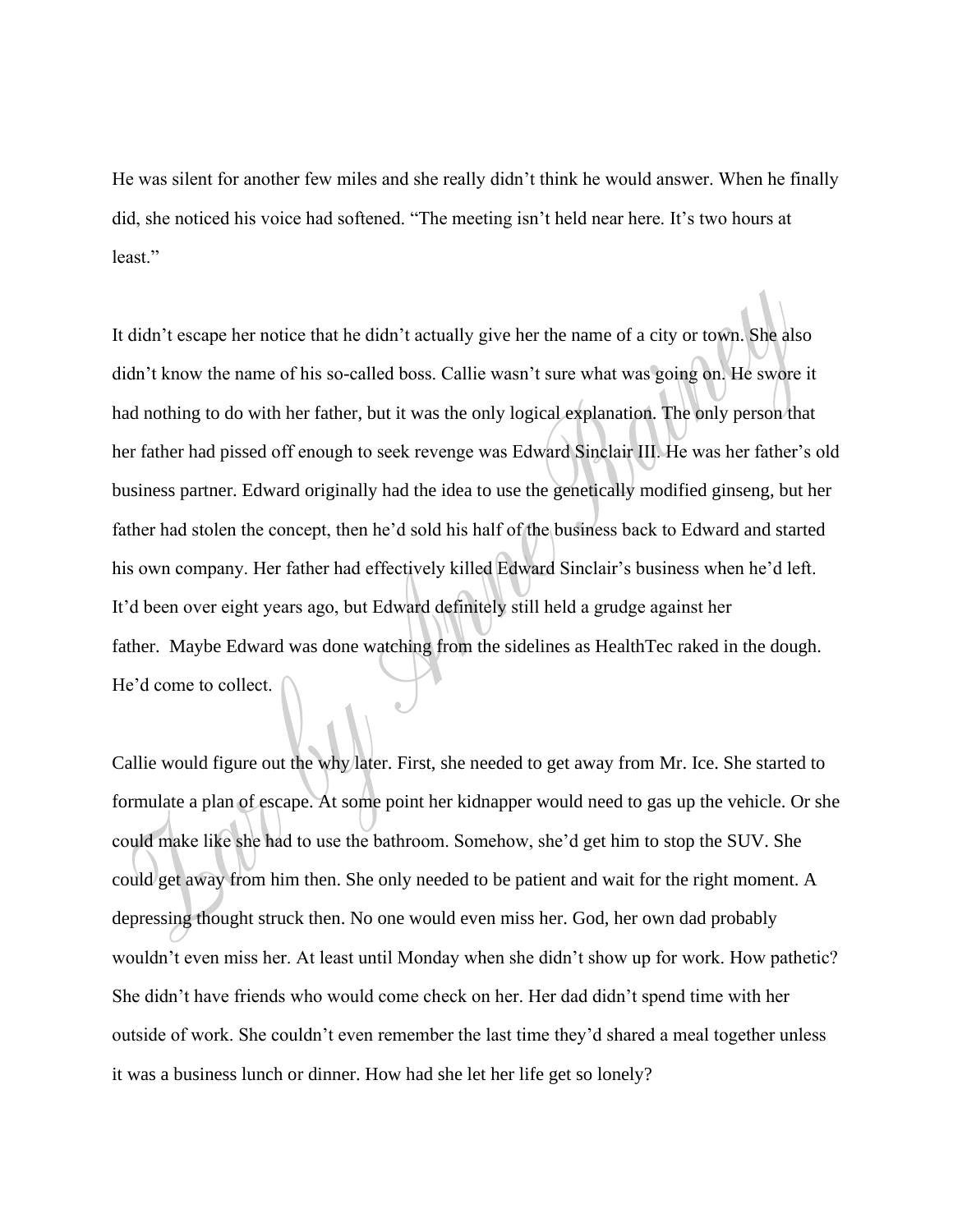He was silent for another few miles and she really didn't think he would answer. When he finally did, she noticed his voice had softened. "The meeting isn't held near here. It's two hours at least."

It didn't escape her notice that he didn't actually give her the name of a city or town. She also didn't know the name of his so-called boss. Callie wasn't sure what was going on. He swore it had nothing to do with her father, but it was the only logical explanation. The only person that her father had pissed off enough to seek revenge was Edward Sinclair III. He was her father's old business partner. Edward originally had the idea to use the genetically modified ginseng, but her father had stolen the concept, then he'd sold his half of the business back to Edward and started his own company. Her father had effectively killed Edward Sinclair's business when he'd left. It'd been over eight years ago, but Edward definitely still held a grudge against her father. Maybe Edward was done watching from the sidelines as HealthTec raked in the dough. He'd come to collect.

Callie would figure out the why later. First, she needed to get away from Mr. Ice. She started to formulate a plan of escape. At some point her kidnapper would need to gas up the vehicle. Or she could make like she had to use the bathroom. Somehow, she'd get him to stop the SUV. She could get away from him then. She only needed to be patient and wait for the right moment. A depressing thought struck then. No one would even miss her. God, her own dad probably wouldn't even miss her. At least until Monday when she didn't show up for work. How pathetic? She didn't have friends who would come check on her. Her dad didn't spend time with her outside of work. She couldn't even remember the last time they'd shared a meal together unless it was a business lunch or dinner. How had she let her life get so lonely?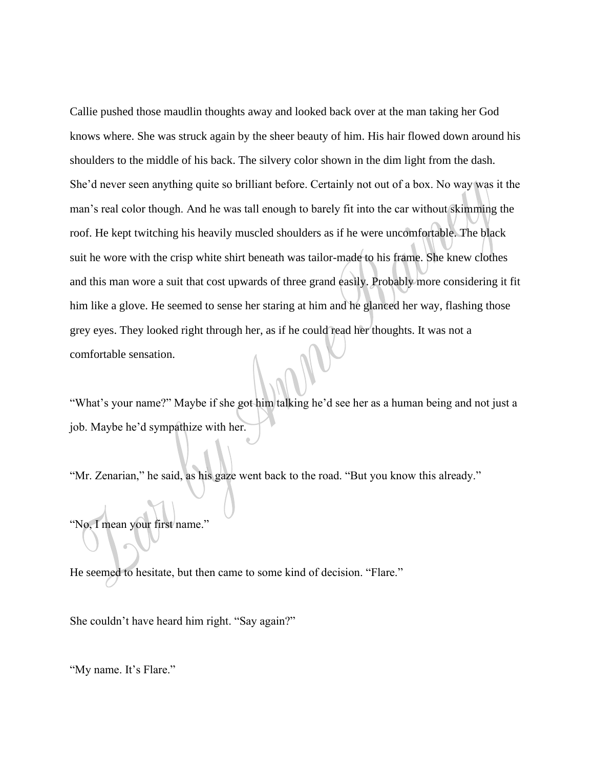Callie pushed those maudlin thoughts away and looked back over at the man taking her God knows where. She was struck again by the sheer beauty of him. His hair flowed down around his shoulders to the middle of his back. The silvery color shown in the dim light from the dash. She'd never seen anything quite so brilliant before. Certainly not out of a box. No way was it the man's real color though. And he was tall enough to barely fit into the car without skimming the roof. He kept twitching his heavily muscled shoulders as if he were uncomfortable. The black suit he wore with the crisp white shirt beneath was tailor-made to his frame. She knew clothes and this man wore a suit that cost upwards of three grand easily. Probably more considering it fit him like a glove. He seemed to sense her staring at him and he glanced her way, flashing those grey eyes. They looked right through her, as if he could read her thoughts. It was not a comfortable sensation.

"What's your name?" Maybe if she got him talking he'd see her as a human being and not just a job. Maybe he'd sympathize with her.

"Mr. Zenarian," he said, as his gaze went back to the road. "But you know this already."

"No, I mean your first name."

He seemed to hesitate, but then came to some kind of decision. "Flare."

She couldn't have heard him right. "Say again?"

"My name. It's Flare."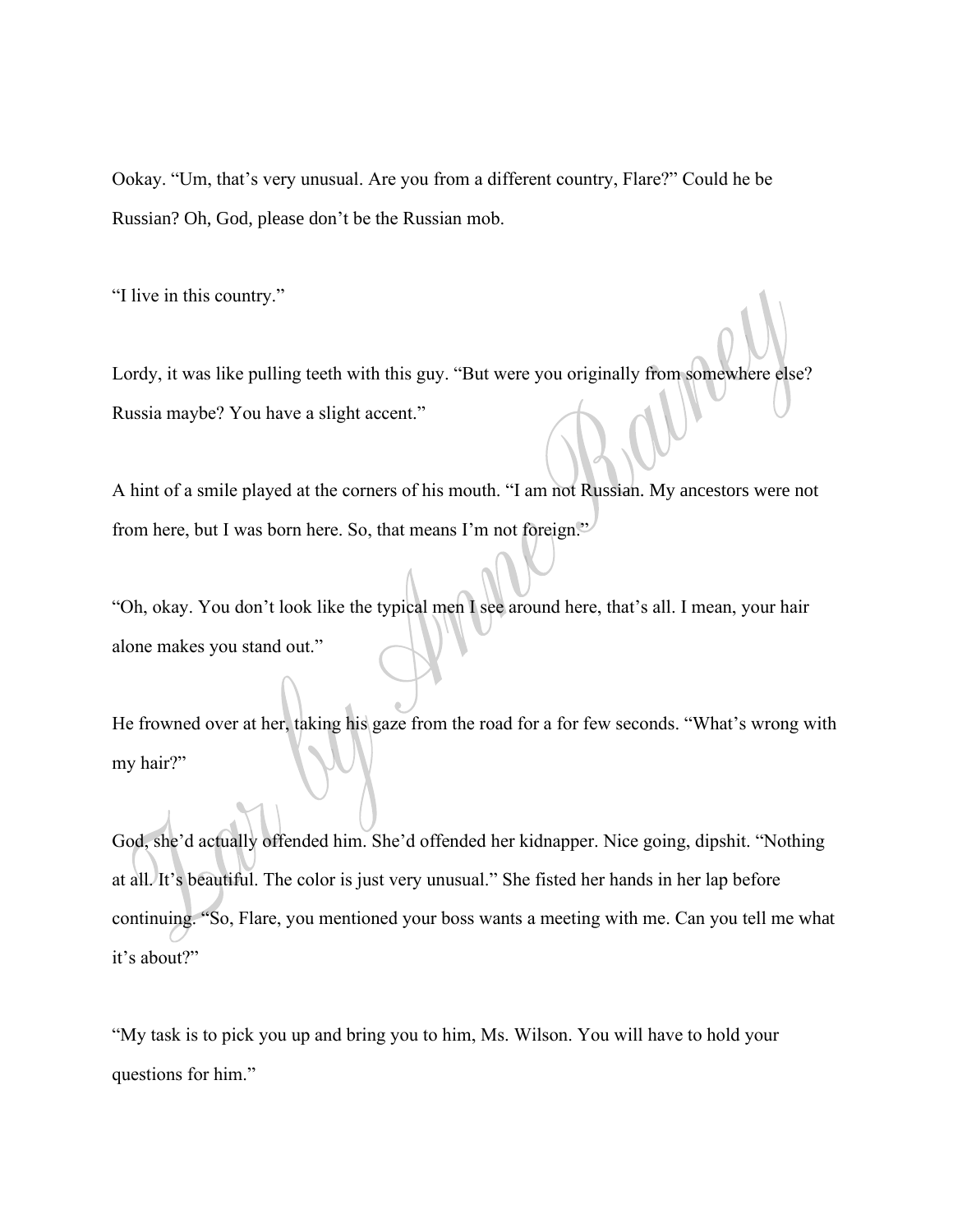Ookay. “Um, that’s very unusual. Are you from a different country, Flare?” Could he be Russian? Oh, God, please don’t be the Russian mob.

“I live in this country.”

Lordy, it was like pulling teeth with this guy. “But were you originally from somewhere else? Russia maybe? You have a slight accent.”

A hint of a smile played at the corners of his mouth. “I am not Russian. My ancestors were not from here, but I was born here. So, that means I’m not foreign.”

“Oh, okay. You don’t look like the typical men I see around here, that’s all. I mean, your hair alone makes you stand out.”

He frowned over at her, taking his gaze from the road for a for few seconds. “What’s wrong with my hair?”

God, she’d actually offended him. She’d offended her kidnapper. Nice going, dipshit. “Nothing at all. It’s beautiful. The color is just very unusual.” She fisted her hands in her lap before continuing. “So, Flare, you mentioned your boss wants a meeting with me. Can you tell me what it’s about?”

“My task is to pick you up and bring you to him, Ms. Wilson. You will have to hold your questions for him.”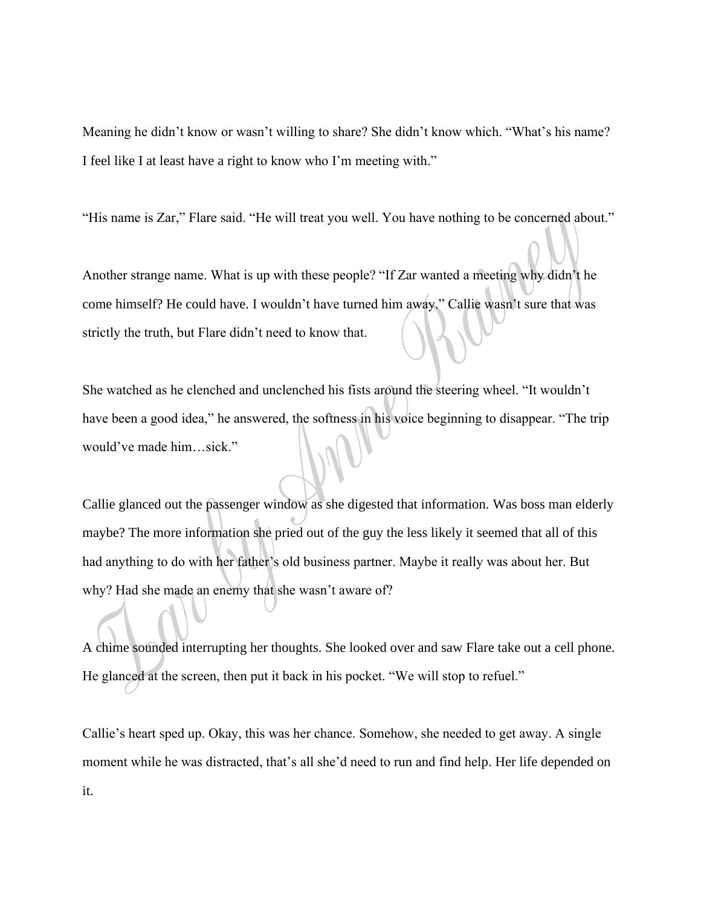Meaning he didn't know or wasn't willing to share? She didn't know which. "What's his name? I feel like I at least have a right to know who I'm meeting with."

"His name is Zar," Flare said. "He will treat you well. You have nothing to be concerned about."

Another strange name. What is up with these people? "If Zar wanted a meeting why didn't he come himself? He could have. I wouldn't have turned him away." Callie wasn't sure that was strictly the truth, but Flare didn't need to know that.

She watched as he clenched and unclenched his fists around the steering wheel. "It wouldn't have been a good idea," he answered, the softness in his voice beginning to disappear. "The trip would've made him…sick."

Callie glanced out the passenger window as she digested that information. Was boss man elderly maybe? The more information she pried out of the guy the less likely it seemed that all of this had anything to do with her father's old business partner. Maybe it really was about her. But why? Had she made an enemy that she wasn't aware of?

A chime sounded interrupting her thoughts. She looked over and saw Flare take out a cell phone. He glanced at the screen, then put it back in his pocket. "We will stop to refuel."

Callie's heart sped up. Okay, this was her chance. Somehow, she needed to get away. A single moment while he was distracted, that's all she'd need to run and find help. Her life depended on it.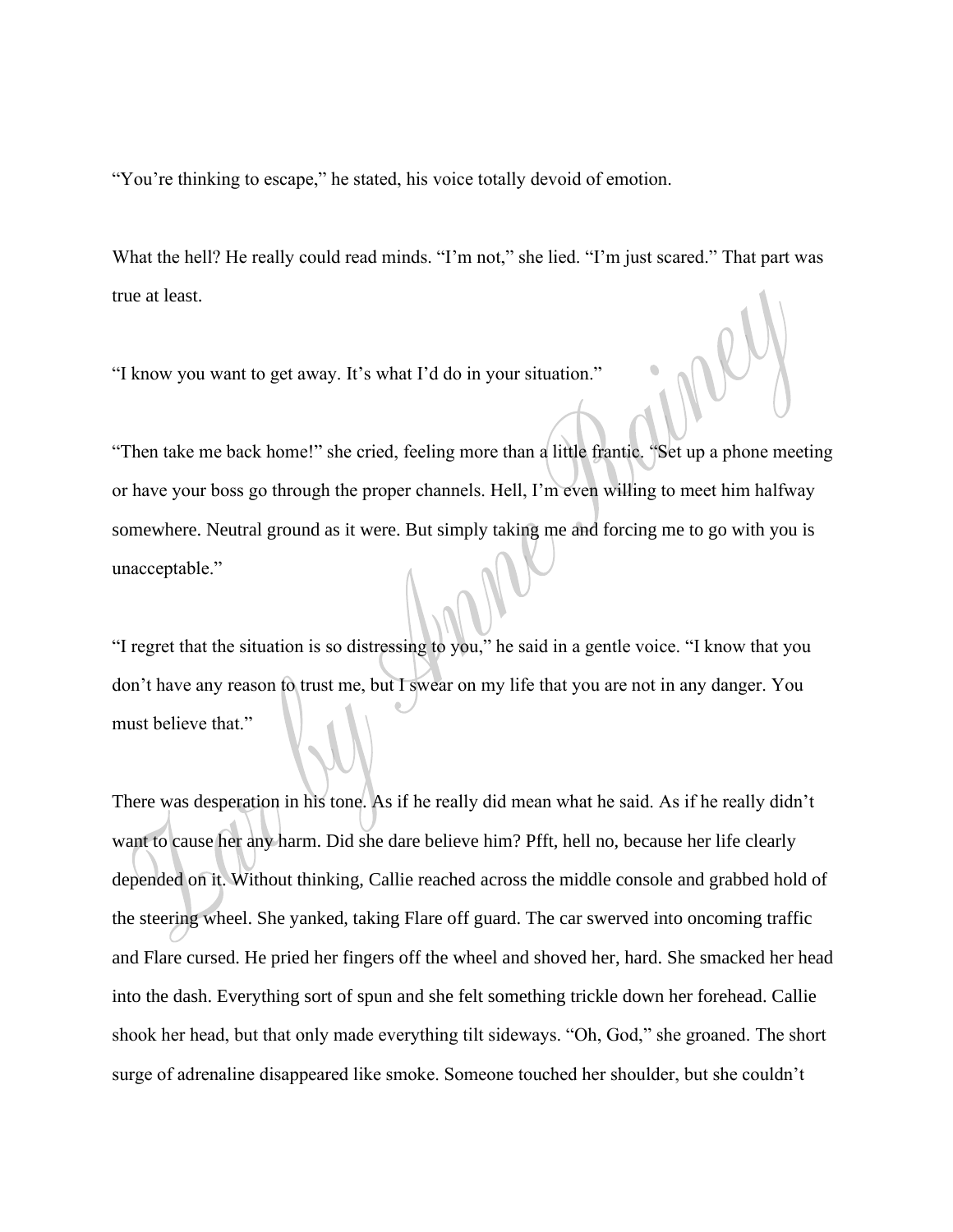"You're thinking to escape," he stated, his voice totally devoid of emotion.

What the hell? He really could read minds. "I'm not," she lied. "I'm just scared." That part was true at least.

"I know you want to get away. It's what I'd do in your situation."

"Then take me back home!" she cried, feeling more than a little frantic. "Set up a phone meeting or have your boss go through the proper channels. Hell, I'm even willing to meet him halfway somewhere. Neutral ground as it were. But simply taking me and forcing me to go with you is unacceptable."

"I regret that the situation is so distressing to you," he said in a gentle voice. "I know that you don't have any reason to trust me, but I swear on my life that you are not in any danger. You must believe that."

There was desperation in his tone. As if he really did mean what he said. As if he really didn't want to cause her any harm. Did she dare believe him? Pfft, hell no, because her life clearly depended on it. Without thinking, Callie reached across the middle console and grabbed hold of the steering wheel. She yanked, taking Flare off guard. The car swerved into oncoming traffic and Flare cursed. He pried her fingers off the wheel and shoved her, hard. She smacked her head into the dash. Everything sort of spun and she felt something trickle down her forehead. Callie shook her head, but that only made everything tilt sideways. "Oh, God," she groaned. The short surge of adrenaline disappeared like smoke. Someone touched her shoulder, but she couldn't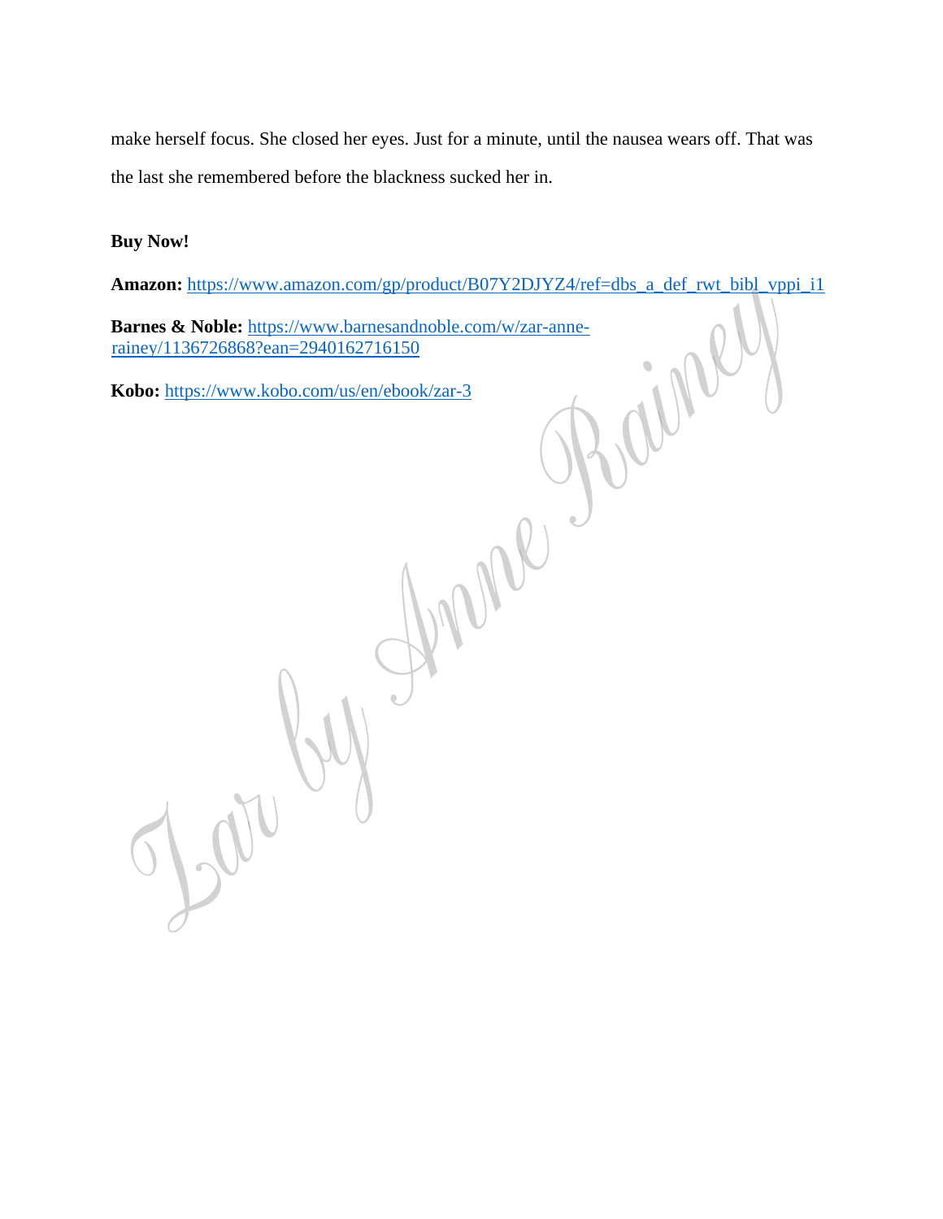make herself focus. She closed her eyes. Just for a minute, until the nausea wears off. That was the last she remembered before the blackness sucked her in.

**Buy Now!**

**Amazon:** https://www.amazon.com/gp/product/B07Y2DJYZ4/ref=dbs_a_def_rwt_bibl_vppi_i1

**Barnes & Noble:** https://www.barnesandnoble.com/w/zar-anne-rainey/1136726868?ean=2940162716150

**Kobo:** https://www.kobo.com/us/en/ebook/zar-3